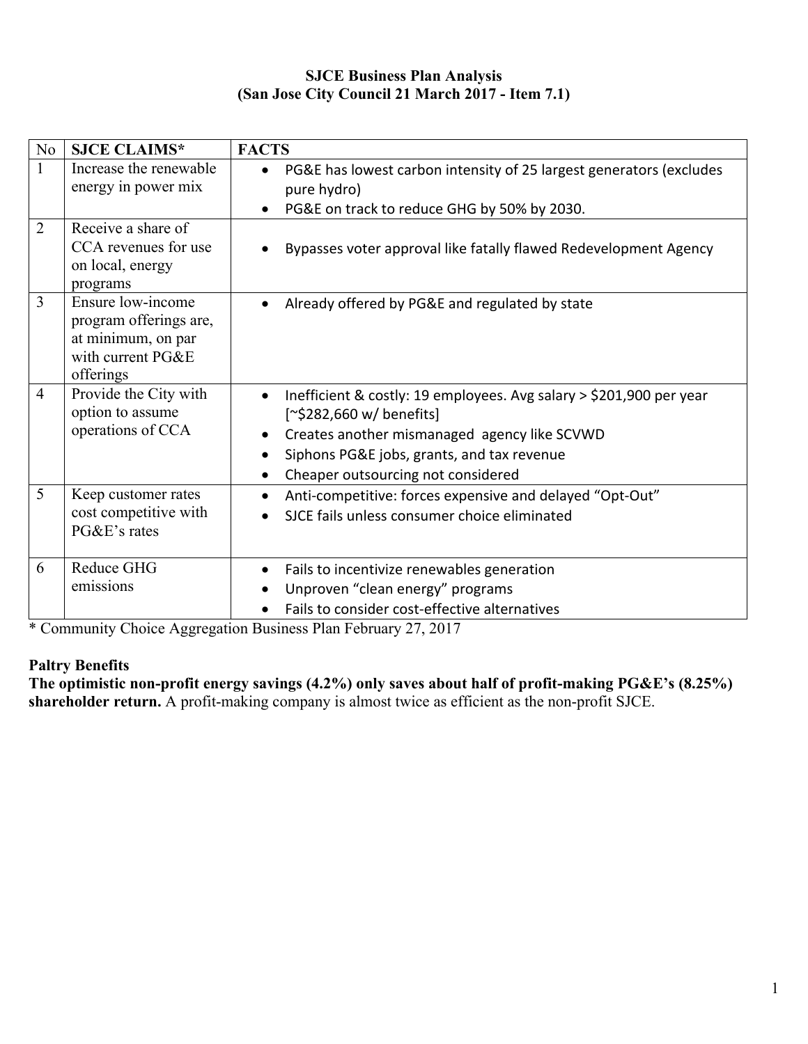**SJCE Business Plan Analysis**
**(San Jose City Council 21 March 2017 - Item 7.1)**

| No | SJCE CLAIMS* | FACTS |
|---|---|---|
| 1 | Increase the renewable energy in power mix | • PG&E has lowest carbon intensity of 25 largest generators (excludes pure hydro)<br>• PG&E on track to reduce GHG by 50% by 2030. |
| 2 | Receive a share of CCA revenues for use on local, energy programs | • Bypasses voter approval like fatally flawed Redevelopment Agency |
| 3 | Ensure low-income program offerings are, at minimum, on par with current PG&E offerings | • Already offered by PG&E and regulated by state |
| 4 | Provide the City with option to assume operations of CCA | • Inefficient & costly: 19 employees. Avg salary > $201,900 per year [~$282,660 w/ benefits]<br>• Creates another mismanaged agency like SCVWD<br>• Siphons PG&E jobs, grants, and tax revenue<br>• Cheaper outsourcing not considered |
| 5 | Keep customer rates cost competitive with PG&E's rates | • Anti-competitive: forces expensive and delayed "Opt-Out"<br>• SJCE fails unless consumer choice eliminated |
| 6 | Reduce GHG emissions | • Fails to incentivize renewables generation<br>• Unproven "clean energy" programs<br>• Fails to consider cost-effective alternatives |

* Community Choice Aggregation Business Plan February 27, 2017

**Paltry Benefits**

**The optimistic non-profit energy savings (4.2%) only saves about half of profit-making PG&E's (8.25%) shareholder return.** A profit-making company is almost twice as efficient as the non-profit SJCE.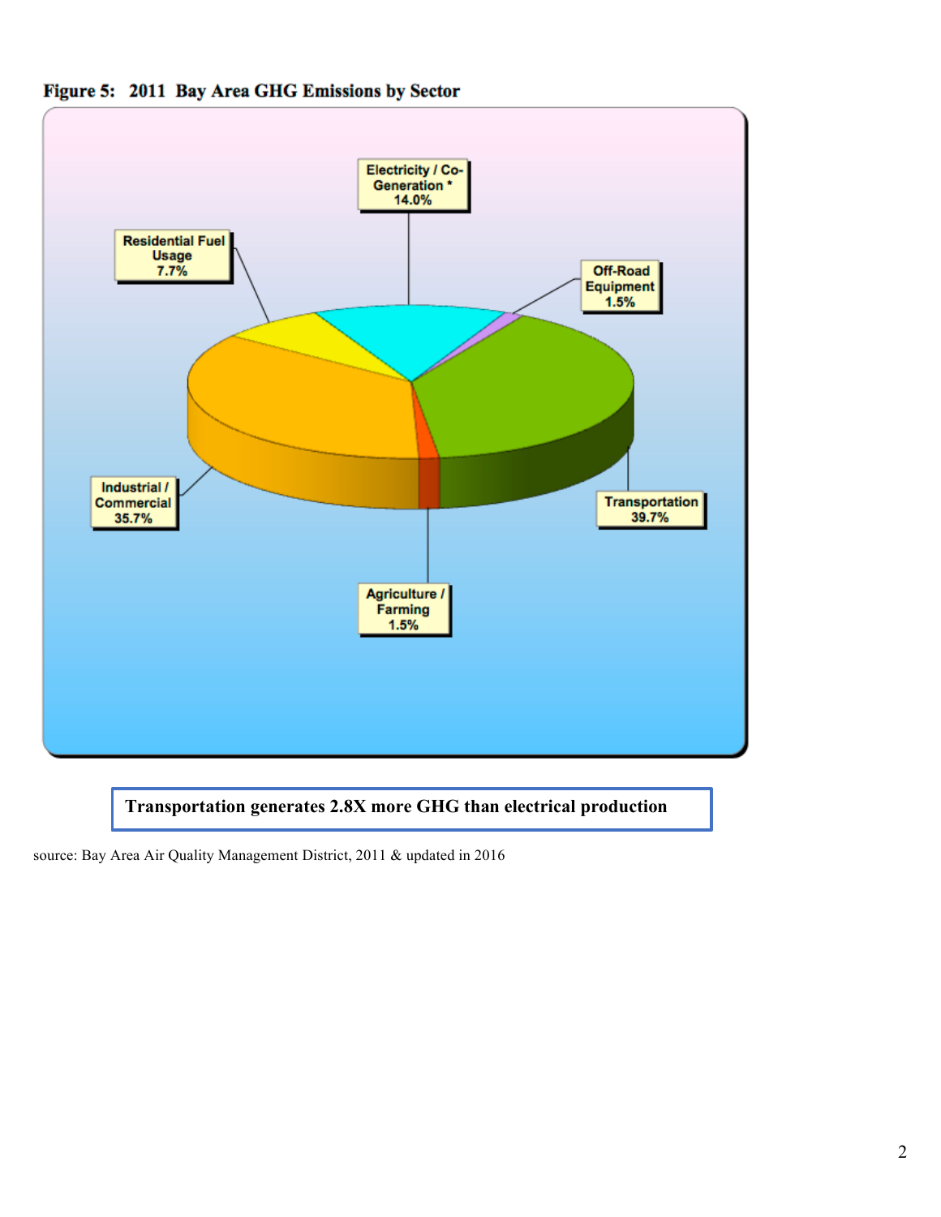**Figure 5: 2011 Bay Area GHG Emissions by Sector**

Electricity / Co-Generation * 14.0%

Off-Road Equipment 1.5%

Residential Fuel Usage 7.7%

Industrial / Commercial 35.7%

Transportation 39.7%

Agriculture / Farming 1.5%

**Transportation generates 2.8X more GHG than electrical production**

source: Bay Area Air Quality Management District, 2011 & updated in 2016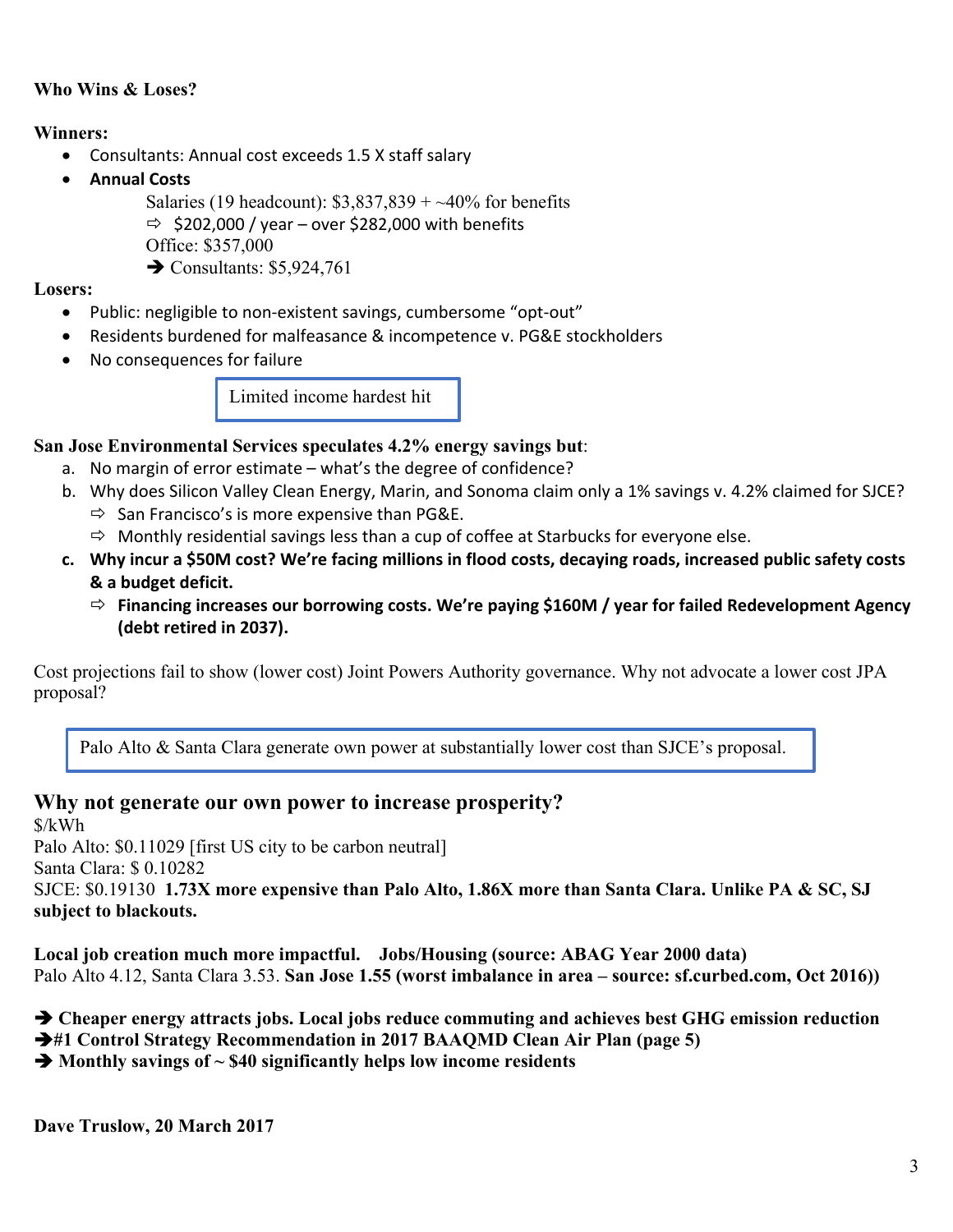**Who Wins & Loses?**

**Winners:**

- Consultants: Annual cost exceeds 1.5 X staff salary
- **Annual Costs**

  Salaries (19 headcount): $3,837,839 + ~40% for benefits

  ⇨ $202,000 / year – over $282,000 with benefits

  Office: $357,000

  ➔ Consultants: $5,924,761

**Losers:**

- Public: negligible to non-existent savings, cumbersome "opt-out"
- Residents burdened for malfeasance & incompetence v. PG&E stockholders
- No consequences for failure

Limited income hardest hit

**San Jose Environmental Services speculates 4.2% energy savings but**:

a. No margin of error estimate – what's the degree of confidence?
b. Why does Silicon Valley Clean Energy, Marin, and Sonoma claim only a 1% savings v. 4.2% claimed for SJCE?
   - ⇨ San Francisco's is more expensive than PG&E.
   - ⇨ Monthly residential savings less than a cup of coffee at Starbucks for everyone else.
c. **Why incur a $50M cost? We're facing millions in flood costs, decaying roads, increased public safety costs & a budget deficit.**
   - ⇨ **Financing increases our borrowing costs. We're paying $160M / year for failed Redevelopment Agency (debt retired in 2037).**

Cost projections fail to show (lower cost) Joint Powers Authority governance. Why not advocate a lower cost JPA proposal?

Palo Alto & Santa Clara generate own power at substantially lower cost than SJCE's proposal.

## Why not generate our own power to increase prosperity?

$/kWh

Palo Alto: $0.11029 [first US city to be carbon neutral]

Santa Clara: $ 0.10282

SJCE: $0.19130 **1.73X more expensive than Palo Alto, 1.86X more than Santa Clara. Unlike PA & SC, SJ subject to blackouts.**

**Local job creation much more impactful. Jobs/Housing (source: ABAG Year 2000 data)**

Palo Alto 4.12, Santa Clara 3.53. **San Jose 1.55 (worst imbalance in area – source: sf.curbed.com, Oct 2016))**

**➔ Cheaper energy attracts jobs. Local jobs reduce commuting and achieves best GHG emission reduction**

**➔#1 Control Strategy Recommendation in 2017 BAAQMD Clean Air Plan (page 5)**

**➔ Monthly savings of ~ $40 significantly helps low income residents**

**Dave Truslow, 20 March 2017**